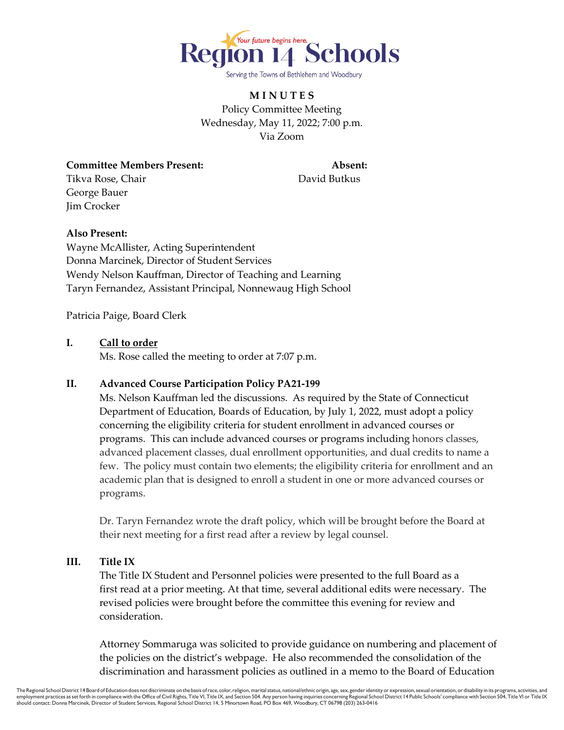Region 14 Schools

*Your future begins here.*

Serving the Towns of Bethlehem and Woodbury

**M I N U T E S**

Policy Committee Meeting
Wednesday, May 11, 2022; 7:00 p.m.
Via Zoom

| **Committee Members Present:** | **Absent:** |
|---|---|
| Tikva Rose, Chair | David Butkus |
| George Bauer | |
| Jim Crocker | |

**Also Present:**
Wayne McAllister, Acting Superintendent
Donna Marcinek, Director of Student Services
Wendy Nelson Kauffman, Director of Teaching and Learning
Taryn Fernandez, Assistant Principal, Nonnewaug High School

Patricia Paige, Board Clerk

**I. <u>Call to order</u>**

Ms. Rose called the meeting to order at 7:07 p.m.

**II. Advanced Course Participation Policy PA21-199**

Ms. Nelson Kauffman led the discussions. As required by the State of Connecticut Department of Education, Boards of Education, by July 1, 2022, must adopt a policy concerning the eligibility criteria for student enrollment in advanced courses or programs. This can include advanced courses or programs including honors classes, advanced placement classes, dual enrollment opportunities, and dual credits to name a few. The policy must contain two elements; the eligibility criteria for enrollment and an academic plan that is designed to enroll a student in one or more advanced courses or programs.

Dr. Taryn Fernandez wrote the draft policy, which will be brought before the Board at their next meeting for a first read after a review by legal counsel.

**III. Title IX**

The Title IX Student and Personnel policies were presented to the full Board as a first read at a prior meeting. At that time, several additional edits were necessary. The revised policies were brought before the committee this evening for review and consideration.

Attorney Sommaruga was solicited to provide guidance on numbering and placement of the policies on the district's webpage. He also recommended the consolidation of the discrimination and harassment policies as outlined in a memo to the Board of Education

The Regional School District 14 Board of Education does not discriminate on the basis of race, color, religion, marital status, national/ethnic origin, age, sex, gender identity or expression, sexual orientation, or disability in its programs, activities, and employment practices as set forth in compliance with the Office of Civil Rights, Title VI, Title IX, and Section 504. Any person having inquiries concerning Regional School District 14 Public Schools' compliance with Section 504, Title VI or Title IX should contact: Donna Marcinek, Director of Student Services, Regional School District 14, 5 Minortown Road, PO Box 469, Woodbury, CT 06798 (203) 263-0416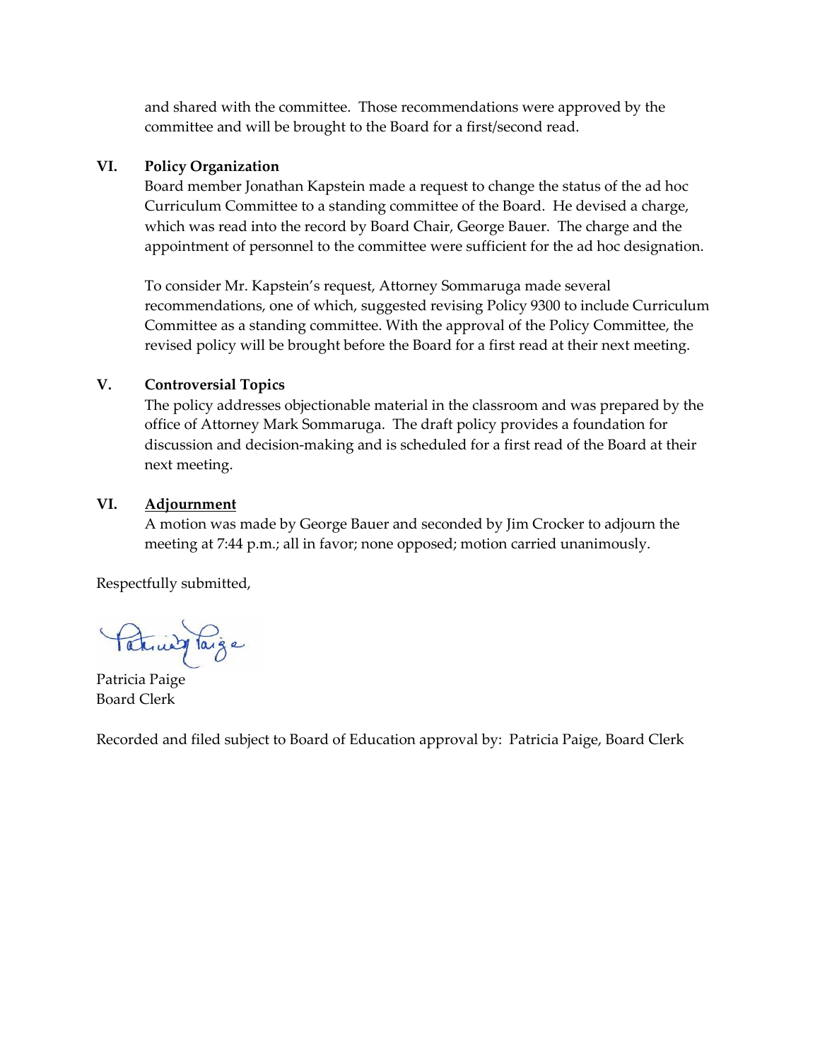and shared with the committee. Those recommendations were approved by the committee and will be brought to the Board for a first/second read.

**VI. Policy Organization**

Board member Jonathan Kapstein made a request to change the status of the ad hoc Curriculum Committee to a standing committee of the Board. He devised a charge, which was read into the record by Board Chair, George Bauer. The charge and the appointment of personnel to the committee were sufficient for the ad hoc designation.

To consider Mr. Kapstein's request, Attorney Sommaruga made several recommendations, one of which, suggested revising Policy 9300 to include Curriculum Committee as a standing committee. With the approval of the Policy Committee, the revised policy will be brought before the Board for a first read at their next meeting.

**V. Controversial Topics**

The policy addresses objectionable material in the classroom and was prepared by the office of Attorney Mark Sommaruga. The draft policy provides a foundation for discussion and decision-making and is scheduled for a first read of the Board at their next meeting.

**VI. <u>Adjournment</u>**

A motion was made by George Bauer and seconded by Jim Crocker to adjourn the meeting at 7:44 p.m.; all in favor; none opposed; motion carried unanimously.

Respectfully submitted,

Patricia Paige
Board Clerk

Recorded and filed subject to Board of Education approval by: Patricia Paige, Board Clerk